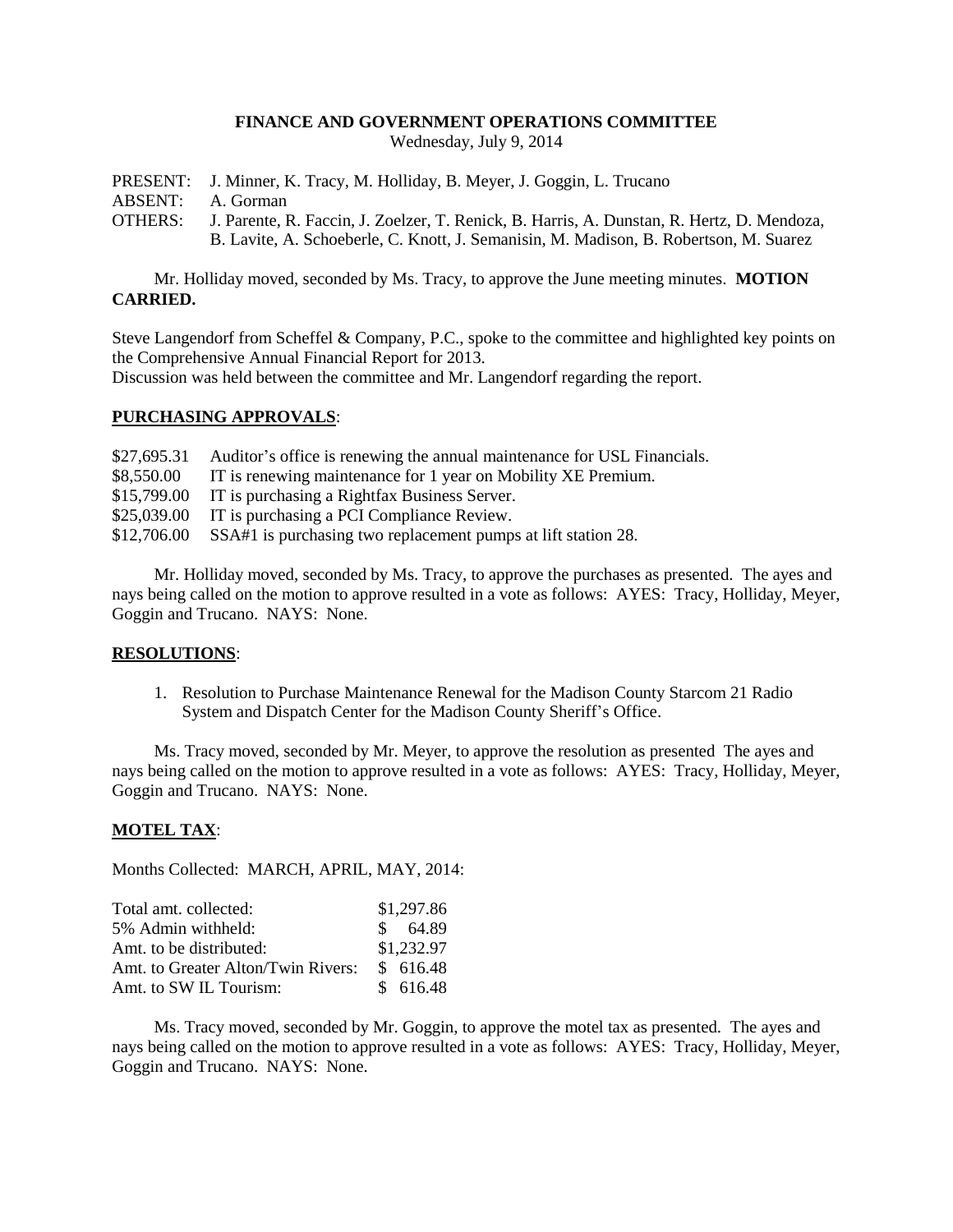# FINANCE AND GOVERNMENT OPERATIONS COMMITTEE

Wednesday, July 9, 2014

PRESENT: J. Minner, K. Tracy, M. Holliday, B. Meyer, J. Goggin, L. Trucano
ABSENT: A. Gorman
OTHERS: J. Parente, R. Faccin, J. Zoelzer, T. Renick, B. Harris, A. Dunstan, R. Hertz, D. Mendoza, B. Lavite, A. Schoeberle, C. Knott, J. Semanisin, M. Madison, B. Robertson, M. Suarez

Mr. Holliday moved, seconded by Ms. Tracy, to approve the June meeting minutes. **MOTION CARRIED.**

Steve Langendorf from Scheffel & Company, P.C., spoke to the committee and highlighted key points on the Comprehensive Annual Financial Report for 2013.
Discussion was held between the committee and Mr. Langendorf regarding the report.

## PURCHASING APPROVALS:

| | |
|---|---|
| $27,695.31 | Auditor's office is renewing the annual maintenance for USL Financials. |
| $8,550.00 | IT is renewing maintenance for 1 year on Mobility XE Premium. |
| $15,799.00 | IT is purchasing a Rightfax Business Server. |
| $25,039.00 | IT is purchasing a PCI Compliance Review. |
| $12,706.00 | SSA#1 is purchasing two replacement pumps at lift station 28. |

Mr. Holliday moved, seconded by Ms. Tracy, to approve the purchases as presented. The ayes and nays being called on the motion to approve resulted in a vote as follows: AYES: Tracy, Holliday, Meyer, Goggin and Trucano. NAYS: None.

## RESOLUTIONS:

1. Resolution to Purchase Maintenance Renewal for the Madison County Starcom 21 Radio System and Dispatch Center for the Madison County Sheriff's Office.

Ms. Tracy moved, seconded by Mr. Meyer, to approve the resolution as presented The ayes and nays being called on the motion to approve resulted in a vote as follows: AYES: Tracy, Holliday, Meyer, Goggin and Trucano. NAYS: None.

## MOTEL TAX:

Months Collected: MARCH, APRIL, MAY, 2014:

| | |
|---|---|
| Total amt. collected: | $1,297.86 |
| 5% Admin withheld: | $ 64.89 |
| Amt. to be distributed: | $1,232.97 |
| Amt. to Greater Alton/Twin Rivers: | $ 616.48 |
| Amt. to SW IL Tourism: | $ 616.48 |

Ms. Tracy moved, seconded by Mr. Goggin, to approve the motel tax as presented. The ayes and nays being called on the motion to approve resulted in a vote as follows: AYES: Tracy, Holliday, Meyer, Goggin and Trucano. NAYS: None.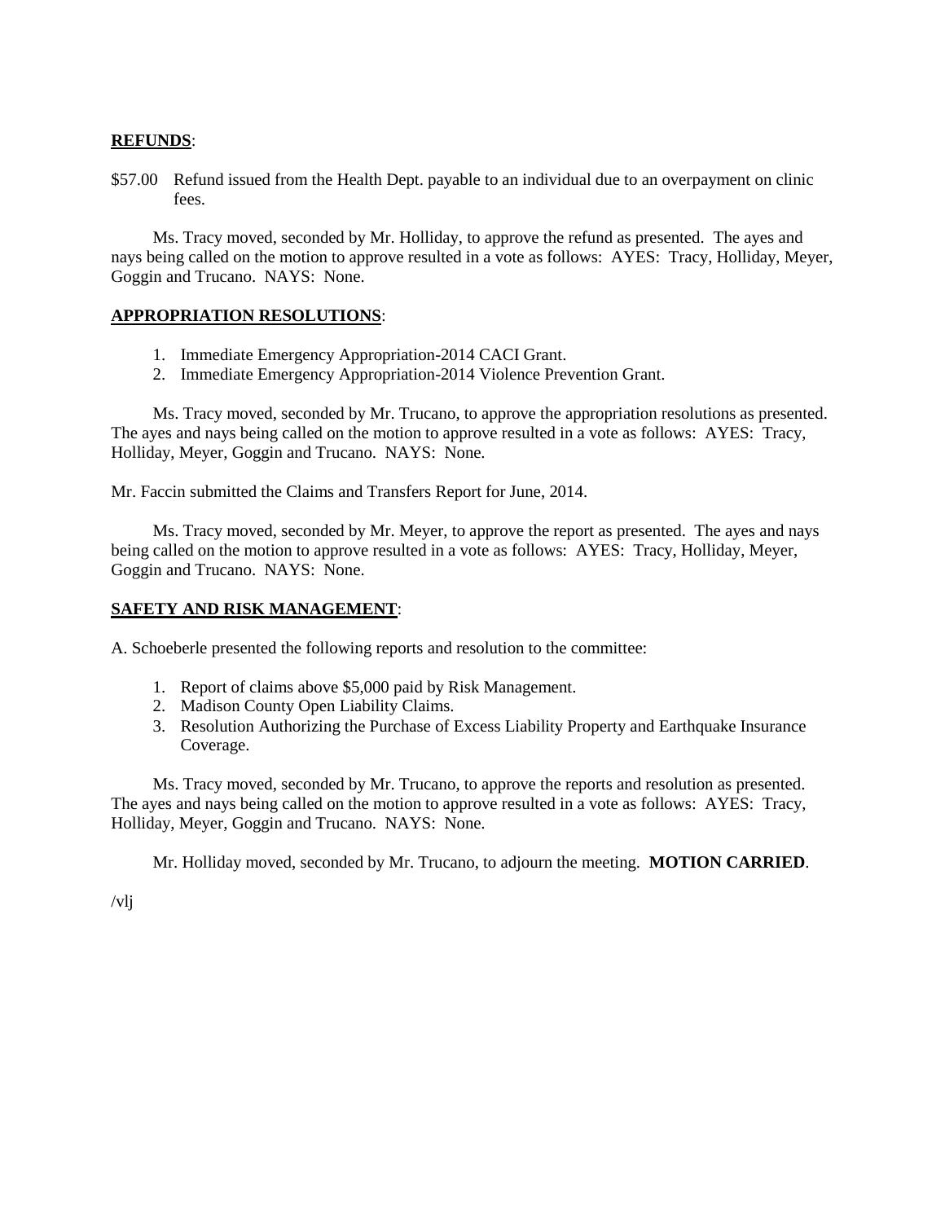**REFUNDS**:

$57.00 Refund issued from the Health Dept. payable to an individual due to an overpayment on clinic fees.

Ms. Tracy moved, seconded by Mr. Holliday, to approve the refund as presented. The ayes and nays being called on the motion to approve resulted in a vote as follows: AYES: Tracy, Holliday, Meyer, Goggin and Trucano. NAYS: None.

**APPROPRIATION RESOLUTIONS**:

1. Immediate Emergency Appropriation-2014 CACI Grant.
2. Immediate Emergency Appropriation-2014 Violence Prevention Grant.

Ms. Tracy moved, seconded by Mr. Trucano, to approve the appropriation resolutions as presented. The ayes and nays being called on the motion to approve resulted in a vote as follows: AYES: Tracy, Holliday, Meyer, Goggin and Trucano. NAYS: None.

Mr. Faccin submitted the Claims and Transfers Report for June, 2014.

Ms. Tracy moved, seconded by Mr. Meyer, to approve the report as presented. The ayes and nays being called on the motion to approve resulted in a vote as follows: AYES: Tracy, Holliday, Meyer, Goggin and Trucano. NAYS: None.

**SAFETY AND RISK MANAGEMENT**:

A. Schoeberle presented the following reports and resolution to the committee:

1. Report of claims above $5,000 paid by Risk Management.
2. Madison County Open Liability Claims.
3. Resolution Authorizing the Purchase of Excess Liability Property and Earthquake Insurance Coverage.

Ms. Tracy moved, seconded by Mr. Trucano, to approve the reports and resolution as presented. The ayes and nays being called on the motion to approve resulted in a vote as follows: AYES: Tracy, Holliday, Meyer, Goggin and Trucano. NAYS: None.

Mr. Holliday moved, seconded by Mr. Trucano, to adjourn the meeting. **MOTION CARRIED**.

/vlj